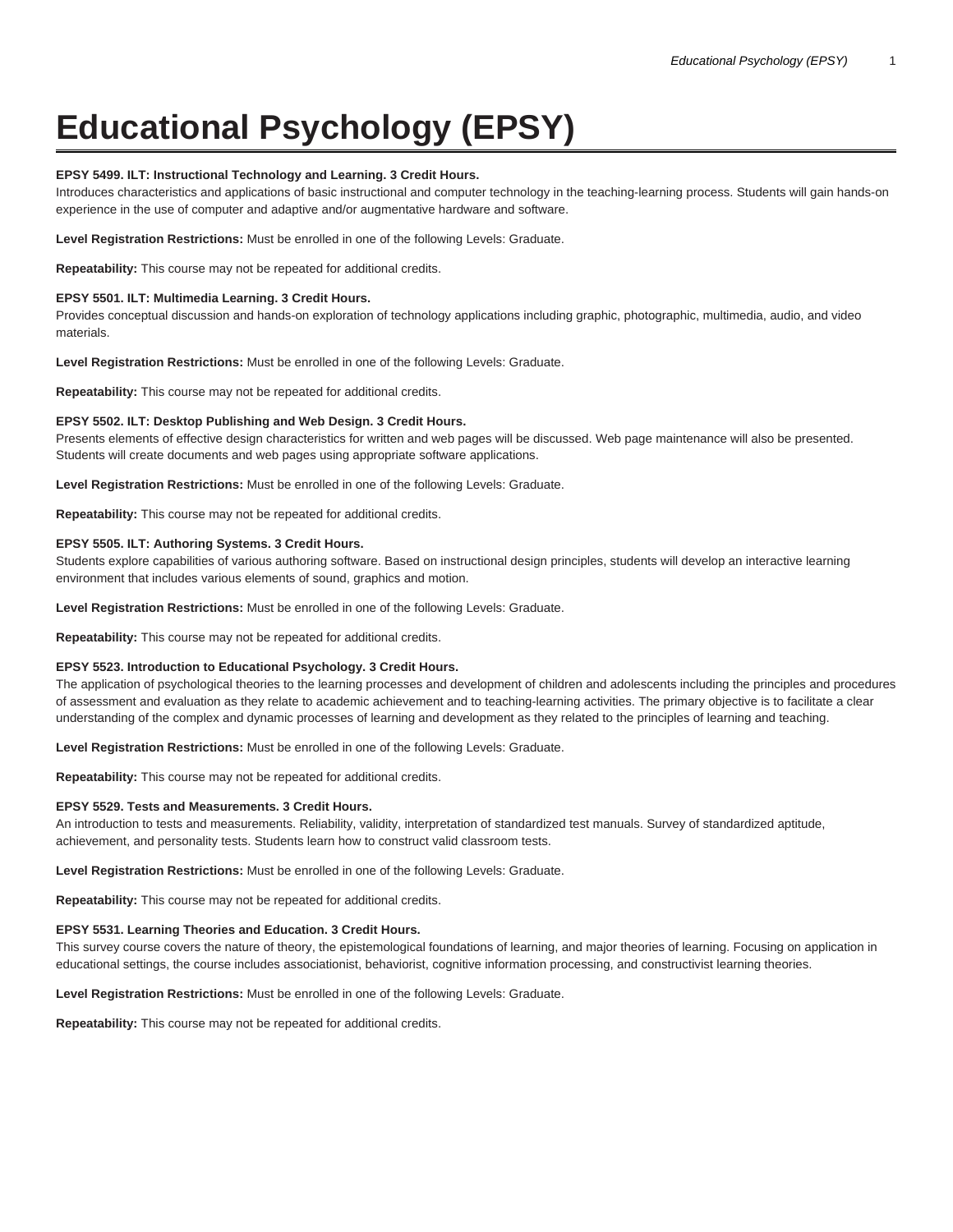# Educational Psychology (EPSY)

**EPSY 5499. ILT: Instructional Technology and Learning. 3 Credit Hours.**
Introduces characteristics and applications of basic instructional and computer technology in the teaching-learning process. Students will gain hands-on experience in the use of computer and adaptive and/or augmentative hardware and software.

**Level Registration Restrictions:** Must be enrolled in one of the following Levels: Graduate.

**Repeatability:** This course may not be repeated for additional credits.

**EPSY 5501. ILT: Multimedia Learning. 3 Credit Hours.**
Provides conceptual discussion and hands-on exploration of technology applications including graphic, photographic, multimedia, audio, and video materials.

**Level Registration Restrictions:** Must be enrolled in one of the following Levels: Graduate.

**Repeatability:** This course may not be repeated for additional credits.

**EPSY 5502. ILT: Desktop Publishing and Web Design. 3 Credit Hours.**
Presents elements of effective design characteristics for written and web pages will be discussed. Web page maintenance will also be presented. Students will create documents and web pages using appropriate software applications.

**Level Registration Restrictions:** Must be enrolled in one of the following Levels: Graduate.

**Repeatability:** This course may not be repeated for additional credits.

**EPSY 5505. ILT: Authoring Systems. 3 Credit Hours.**
Students explore capabilities of various authoring software. Based on instructional design principles, students will develop an interactive learning environment that includes various elements of sound, graphics and motion.

**Level Registration Restrictions:** Must be enrolled in one of the following Levels: Graduate.

**Repeatability:** This course may not be repeated for additional credits.

**EPSY 5523. Introduction to Educational Psychology. 3 Credit Hours.**
The application of psychological theories to the learning processes and development of children and adolescents including the principles and procedures of assessment and evaluation as they relate to academic achievement and to teaching-learning activities. The primary objective is to facilitate a clear understanding of the complex and dynamic processes of learning and development as they related to the principles of learning and teaching.

**Level Registration Restrictions:** Must be enrolled in one of the following Levels: Graduate.

**Repeatability:** This course may not be repeated for additional credits.

**EPSY 5529. Tests and Measurements. 3 Credit Hours.**
An introduction to tests and measurements. Reliability, validity, interpretation of standardized test manuals. Survey of standardized aptitude, achievement, and personality tests. Students learn how to construct valid classroom tests.

**Level Registration Restrictions:** Must be enrolled in one of the following Levels: Graduate.

**Repeatability:** This course may not be repeated for additional credits.

**EPSY 5531. Learning Theories and Education. 3 Credit Hours.**
This survey course covers the nature of theory, the epistemological foundations of learning, and major theories of learning. Focusing on application in educational settings, the course includes associationist, behaviorist, cognitive information processing, and constructivist learning theories.

**Level Registration Restrictions:** Must be enrolled in one of the following Levels: Graduate.

**Repeatability:** This course may not be repeated for additional credits.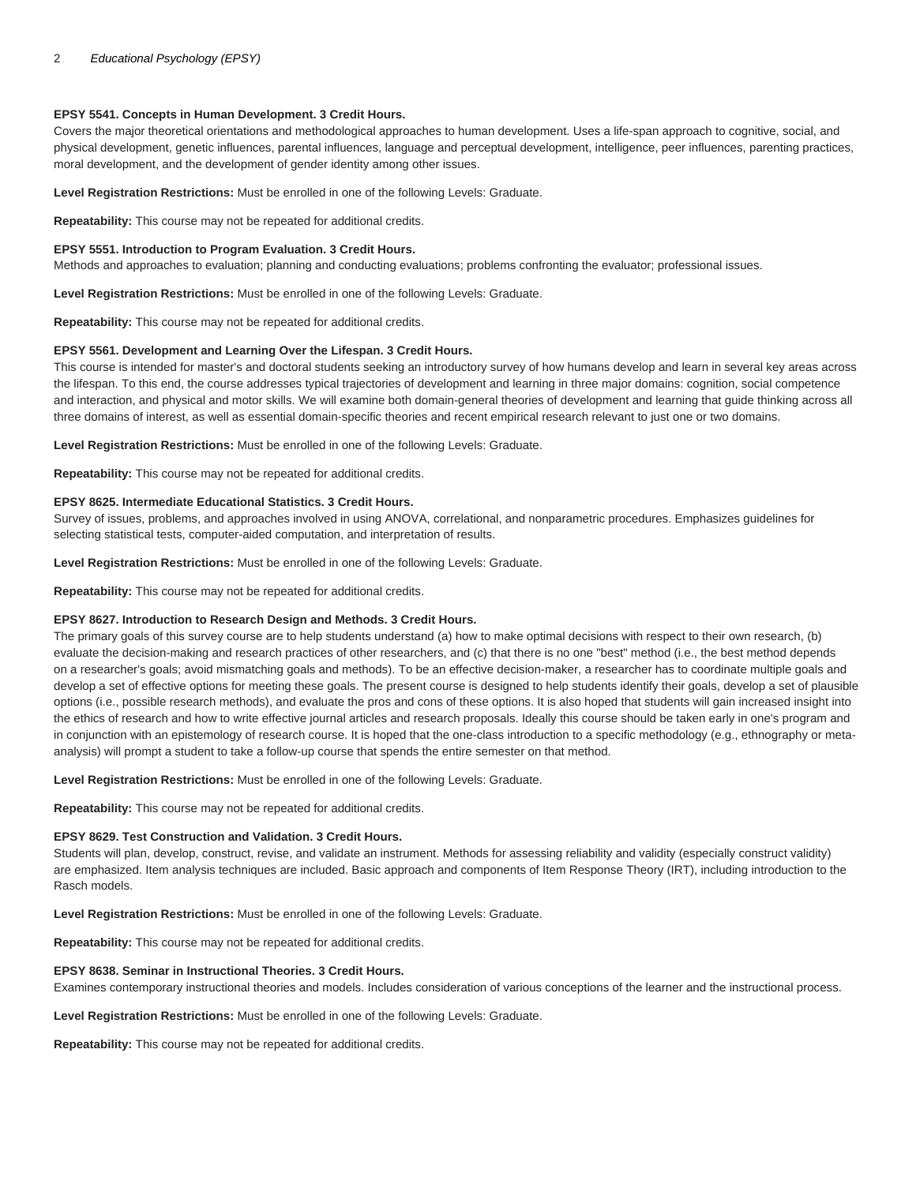**EPSY 5541. Concepts in Human Development. 3 Credit Hours.**
Covers the major theoretical orientations and methodological approaches to human development. Uses a life-span approach to cognitive, social, and physical development, genetic influences, parental influences, language and perceptual development, intelligence, peer influences, parenting practices, moral development, and the development of gender identity among other issues.

**Level Registration Restrictions:** Must be enrolled in one of the following Levels: Graduate.

**Repeatability:** This course may not be repeated for additional credits.

**EPSY 5551. Introduction to Program Evaluation. 3 Credit Hours.**
Methods and approaches to evaluation; planning and conducting evaluations; problems confronting the evaluator; professional issues.

**Level Registration Restrictions:** Must be enrolled in one of the following Levels: Graduate.

**Repeatability:** This course may not be repeated for additional credits.

**EPSY 5561. Development and Learning Over the Lifespan. 3 Credit Hours.**
This course is intended for master's and doctoral students seeking an introductory survey of how humans develop and learn in several key areas across the lifespan. To this end, the course addresses typical trajectories of development and learning in three major domains: cognition, social competence and interaction, and physical and motor skills. We will examine both domain-general theories of development and learning that guide thinking across all three domains of interest, as well as essential domain-specific theories and recent empirical research relevant to just one or two domains.

**Level Registration Restrictions:** Must be enrolled in one of the following Levels: Graduate.

**Repeatability:** This course may not be repeated for additional credits.

**EPSY 8625. Intermediate Educational Statistics. 3 Credit Hours.**
Survey of issues, problems, and approaches involved in using ANOVA, correlational, and nonparametric procedures. Emphasizes guidelines for selecting statistical tests, computer-aided computation, and interpretation of results.

**Level Registration Restrictions:** Must be enrolled in one of the following Levels: Graduate.

**Repeatability:** This course may not be repeated for additional credits.

**EPSY 8627. Introduction to Research Design and Methods. 3 Credit Hours.**
The primary goals of this survey course are to help students understand (a) how to make optimal decisions with respect to their own research, (b) evaluate the decision-making and research practices of other researchers, and (c) that there is no one "best" method (i.e., the best method depends on a researcher's goals; avoid mismatching goals and methods). To be an effective decision-maker, a researcher has to coordinate multiple goals and develop a set of effective options for meeting these goals. The present course is designed to help students identify their goals, develop a set of plausible options (i.e., possible research methods), and evaluate the pros and cons of these options. It is also hoped that students will gain increased insight into the ethics of research and how to write effective journal articles and research proposals. Ideally this course should be taken early in one's program and in conjunction with an epistemology of research course. It is hoped that the one-class introduction to a specific methodology (e.g., ethnography or meta-analysis) will prompt a student to take a follow-up course that spends the entire semester on that method.

**Level Registration Restrictions:** Must be enrolled in one of the following Levels: Graduate.

**Repeatability:** This course may not be repeated for additional credits.

**EPSY 8629. Test Construction and Validation. 3 Credit Hours.**
Students will plan, develop, construct, revise, and validate an instrument. Methods for assessing reliability and validity (especially construct validity) are emphasized. Item analysis techniques are included. Basic approach and components of Item Response Theory (IRT), including introduction to the Rasch models.

**Level Registration Restrictions:** Must be enrolled in one of the following Levels: Graduate.

**Repeatability:** This course may not be repeated for additional credits.

**EPSY 8638. Seminar in Instructional Theories. 3 Credit Hours.**
Examines contemporary instructional theories and models. Includes consideration of various conceptions of the learner and the instructional process.

**Level Registration Restrictions:** Must be enrolled in one of the following Levels: Graduate.

**Repeatability:** This course may not be repeated for additional credits.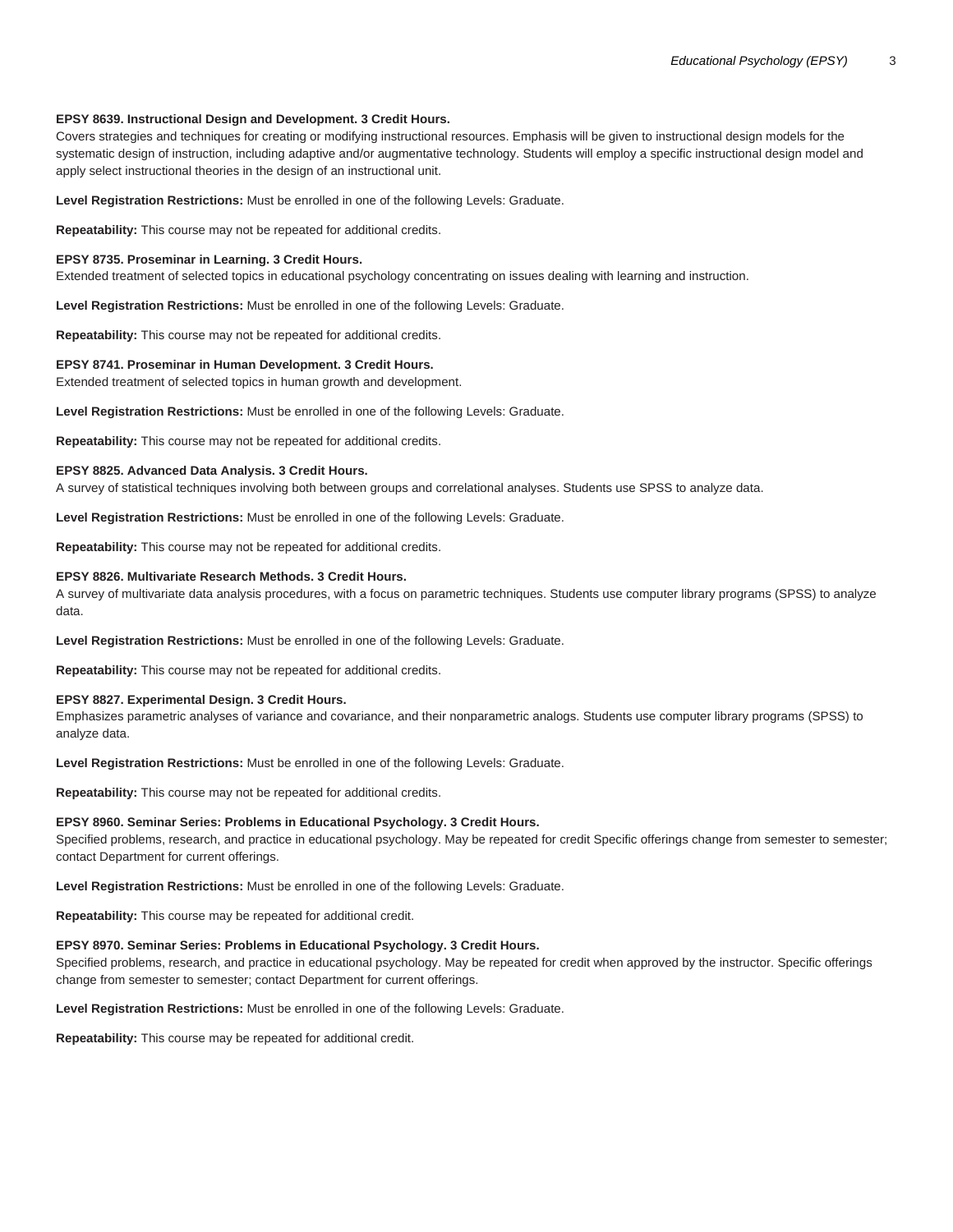**EPSY 8639. Instructional Design and Development. 3 Credit Hours.**
Covers strategies and techniques for creating or modifying instructional resources. Emphasis will be given to instructional design models for the systematic design of instruction, including adaptive and/or augmentative technology. Students will employ a specific instructional design model and apply select instructional theories in the design of an instructional unit.

**Level Registration Restrictions:** Must be enrolled in one of the following Levels: Graduate.

**Repeatability:** This course may not be repeated for additional credits.

**EPSY 8735. Proseminar in Learning. 3 Credit Hours.**
Extended treatment of selected topics in educational psychology concentrating on issues dealing with learning and instruction.

**Level Registration Restrictions:** Must be enrolled in one of the following Levels: Graduate.

**Repeatability:** This course may not be repeated for additional credits.

**EPSY 8741. Proseminar in Human Development. 3 Credit Hours.**
Extended treatment of selected topics in human growth and development.

**Level Registration Restrictions:** Must be enrolled in one of the following Levels: Graduate.

**Repeatability:** This course may not be repeated for additional credits.

**EPSY 8825. Advanced Data Analysis. 3 Credit Hours.**
A survey of statistical techniques involving both between groups and correlational analyses. Students use SPSS to analyze data.

**Level Registration Restrictions:** Must be enrolled in one of the following Levels: Graduate.

**Repeatability:** This course may not be repeated for additional credits.

**EPSY 8826. Multivariate Research Methods. 3 Credit Hours.**
A survey of multivariate data analysis procedures, with a focus on parametric techniques. Students use computer library programs (SPSS) to analyze data.

**Level Registration Restrictions:** Must be enrolled in one of the following Levels: Graduate.

**Repeatability:** This course may not be repeated for additional credits.

**EPSY 8827. Experimental Design. 3 Credit Hours.**
Emphasizes parametric analyses of variance and covariance, and their nonparametric analogs. Students use computer library programs (SPSS) to analyze data.

**Level Registration Restrictions:** Must be enrolled in one of the following Levels: Graduate.

**Repeatability:** This course may not be repeated for additional credits.

**EPSY 8960. Seminar Series: Problems in Educational Psychology. 3 Credit Hours.**
Specified problems, research, and practice in educational psychology. May be repeated for credit Specific offerings change from semester to semester; contact Department for current offerings.

**Level Registration Restrictions:** Must be enrolled in one of the following Levels: Graduate.

**Repeatability:** This course may be repeated for additional credit.

**EPSY 8970. Seminar Series: Problems in Educational Psychology. 3 Credit Hours.**
Specified problems, research, and practice in educational psychology. May be repeated for credit when approved by the instructor. Specific offerings change from semester to semester; contact Department for current offerings.

**Level Registration Restrictions:** Must be enrolled in one of the following Levels: Graduate.

**Repeatability:** This course may be repeated for additional credit.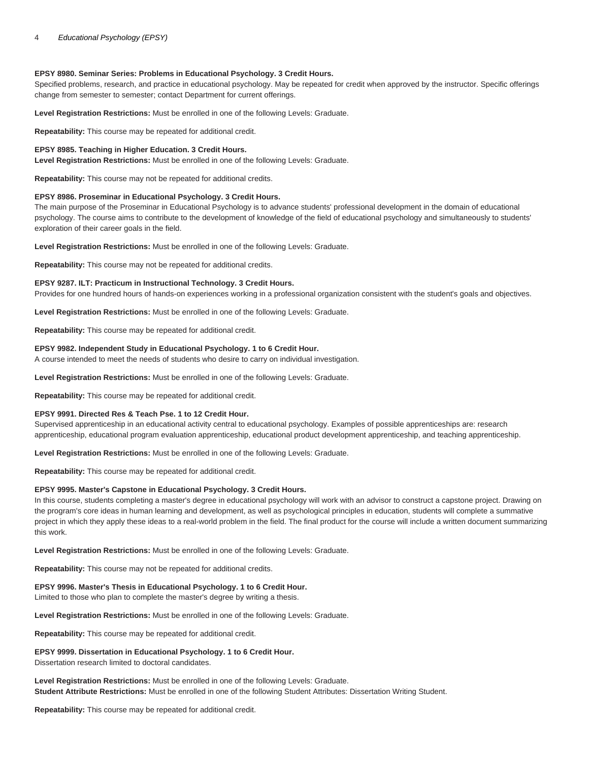**EPSY 8980. Seminar Series: Problems in Educational Psychology. 3 Credit Hours.**
Specified problems, research, and practice in educational psychology. May be repeated for credit when approved by the instructor. Specific offerings change from semester to semester; contact Department for current offerings.

**Level Registration Restrictions:** Must be enrolled in one of the following Levels: Graduate.

**Repeatability:** This course may be repeated for additional credit.

**EPSY 8985. Teaching in Higher Education. 3 Credit Hours.**
**Level Registration Restrictions:** Must be enrolled in one of the following Levels: Graduate.

**Repeatability:** This course may not be repeated for additional credits.

**EPSY 8986. Proseminar in Educational Psychology. 3 Credit Hours.**
The main purpose of the Proseminar in Educational Psychology is to advance students' professional development in the domain of educational psychology. The course aims to contribute to the development of knowledge of the field of educational psychology and simultaneously to students' exploration of their career goals in the field.

**Level Registration Restrictions:** Must be enrolled in one of the following Levels: Graduate.

**Repeatability:** This course may not be repeated for additional credits.

**EPSY 9287. ILT: Practicum in Instructional Technology. 3 Credit Hours.**
Provides for one hundred hours of hands-on experiences working in a professional organization consistent with the student's goals and objectives.

**Level Registration Restrictions:** Must be enrolled in one of the following Levels: Graduate.

**Repeatability:** This course may be repeated for additional credit.

**EPSY 9982. Independent Study in Educational Psychology. 1 to 6 Credit Hour.**
A course intended to meet the needs of students who desire to carry on individual investigation.

**Level Registration Restrictions:** Must be enrolled in one of the following Levels: Graduate.

**Repeatability:** This course may be repeated for additional credit.

**EPSY 9991. Directed Res & Teach Pse. 1 to 12 Credit Hour.**
Supervised apprenticeship in an educational activity central to educational psychology. Examples of possible apprenticeships are: research apprenticeship, educational program evaluation apprenticeship, educational product development apprenticeship, and teaching apprenticeship.

**Level Registration Restrictions:** Must be enrolled in one of the following Levels: Graduate.

**Repeatability:** This course may be repeated for additional credit.

**EPSY 9995. Master's Capstone in Educational Psychology. 3 Credit Hours.**
In this course, students completing a master's degree in educational psychology will work with an advisor to construct a capstone project. Drawing on the program's core ideas in human learning and development, as well as psychological principles in education, students will complete a summative project in which they apply these ideas to a real-world problem in the field. The final product for the course will include a written document summarizing this work.

**Level Registration Restrictions:** Must be enrolled in one of the following Levels: Graduate.

**Repeatability:** This course may not be repeated for additional credits.

**EPSY 9996. Master's Thesis in Educational Psychology. 1 to 6 Credit Hour.**
Limited to those who plan to complete the master's degree by writing a thesis.

**Level Registration Restrictions:** Must be enrolled in one of the following Levels: Graduate.

**Repeatability:** This course may be repeated for additional credit.

**EPSY 9999. Dissertation in Educational Psychology. 1 to 6 Credit Hour.**
Dissertation research limited to doctoral candidates.

**Level Registration Restrictions:** Must be enrolled in one of the following Levels: Graduate.
**Student Attribute Restrictions:** Must be enrolled in one of the following Student Attributes: Dissertation Writing Student.

**Repeatability:** This course may be repeated for additional credit.